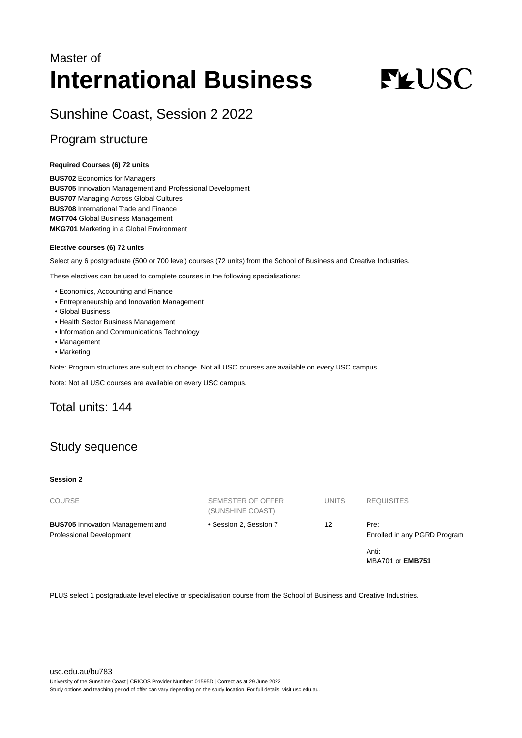Master of
# International Business

## Sunshine Coast, Session 2 2022

## Program structure

**Required Courses (6) 72 units**

**BUS702** Economics for Managers
**BUS705** Innovation Management and Professional Development
**BUS707** Managing Across Global Cultures
**BUS708** International Trade and Finance
**MGT704** Global Business Management
**MKG701** Marketing in a Global Environment

**Elective courses (6) 72 units**

Select any 6 postgraduate (500 or 700 level) courses (72 units) from the School of Business and Creative Industries.

These electives can be used to complete courses in the following specialisations:

- Economics, Accounting and Finance
- Entrepreneurship and Innovation Management
- Global Business
- Health Sector Business Management
- Information and Communications Technology
- Management
- Marketing

Note: Program structures are subject to change. Not all USC courses are available on every USC campus.

Note: Not all USC courses are available on every USC campus.

## Total units: 144

## Study sequence

**Session 2**

| COURSE | SEMESTER OF OFFER (SUNSHINE COAST) | UNITS | REQUISITES |
|---|---|---|---|
| **BUS705** Innovation Management and Professional Development | • Session 2, Session 7 | 12 | Pre: Enrolled in any PGRD Program<br><br>Anti: MBA701 or **EMB751** |

PLUS select 1 postgraduate level elective or specialisation course from the School of Business and Creative Industries.

usc.edu.au/bu783

University of the Sunshine Coast | CRICOS Provider Number: 01595D | Correct as at 29 June 2022
Study options and teaching period of offer can vary depending on the study location. For full details, visit usc.edu.au.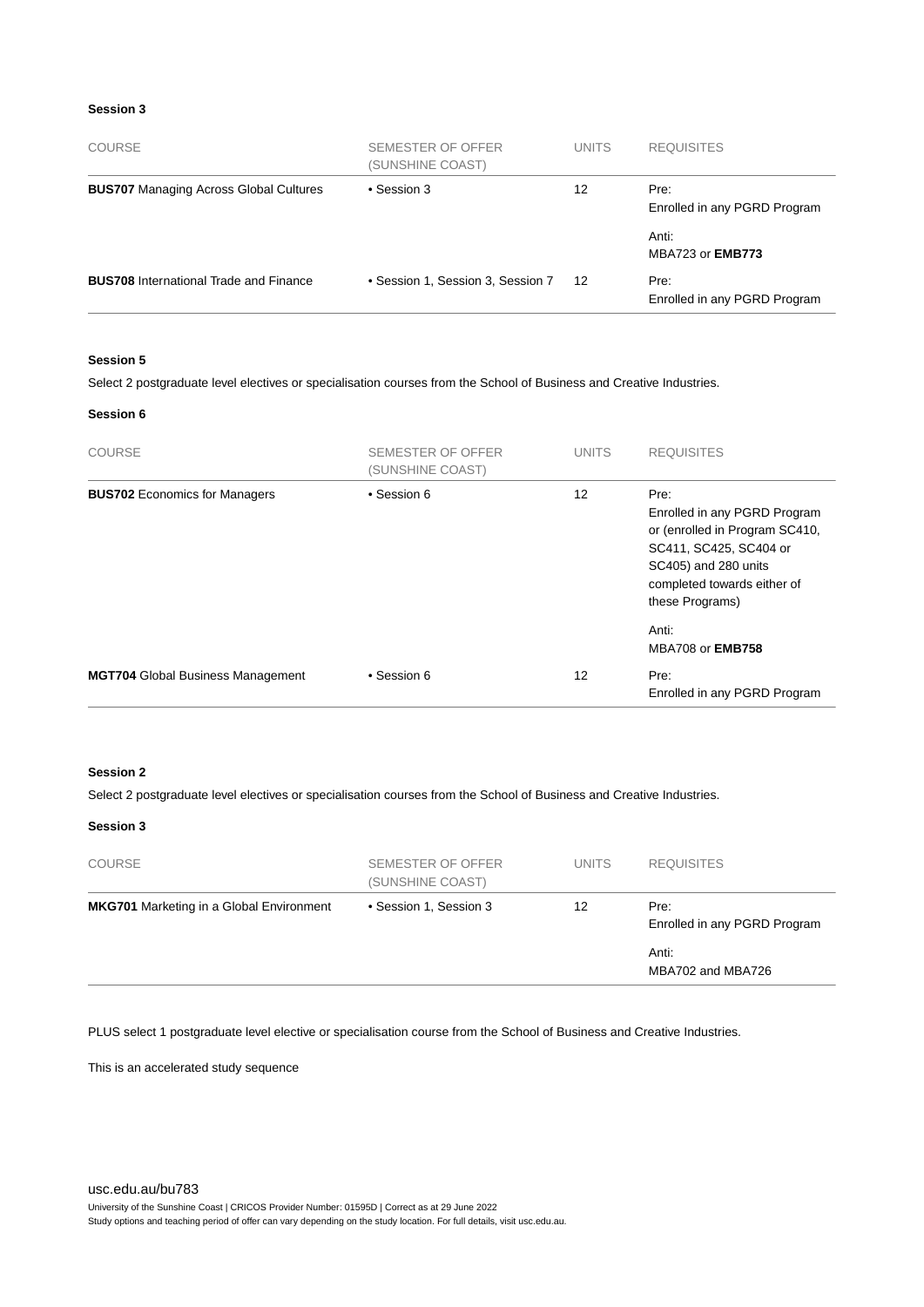#### Session 3

| COURSE | SEMESTER OF OFFER (SUNSHINE COAST) | UNITS | REQUISITES |
|---|---|---|---|
| **BUS707** Managing Across Global Cultures | • Session 3 | 12 | Pre: Enrolled in any PGRD Program<br><br>Anti: MBA723 or **EMB773** |
| **BUS708** International Trade and Finance | • Session 1, Session 3, Session 7 | 12 | Pre: Enrolled in any PGRD Program |

#### Session 5

Select 2 postgraduate level electives or specialisation courses from the School of Business and Creative Industries.

#### Session 6

| COURSE | SEMESTER OF OFFER (SUNSHINE COAST) | UNITS | REQUISITES |
|---|---|---|---|
| **BUS702** Economics for Managers | • Session 6 | 12 | Pre: Enrolled in any PGRD Program or (enrolled in Program SC410, SC411, SC425, SC404 or SC405) and 280 units completed towards either of these Programs)<br><br>Anti: MBA708 or **EMB758** |
| **MGT704** Global Business Management | • Session 6 | 12 | Pre: Enrolled in any PGRD Program |

#### Session 2

Select 2 postgraduate level electives or specialisation courses from the School of Business and Creative Industries.

#### Session 3

| COURSE | SEMESTER OF OFFER (SUNSHINE COAST) | UNITS | REQUISITES |
|---|---|---|---|
| **MKG701** Marketing in a Global Environment | • Session 1, Session 3 | 12 | Pre: Enrolled in any PGRD Program<br><br>Anti: MBA702 and MBA726 |

PLUS select 1 postgraduate level elective or specialisation course from the School of Business and Creative Industries.

This is an accelerated study sequence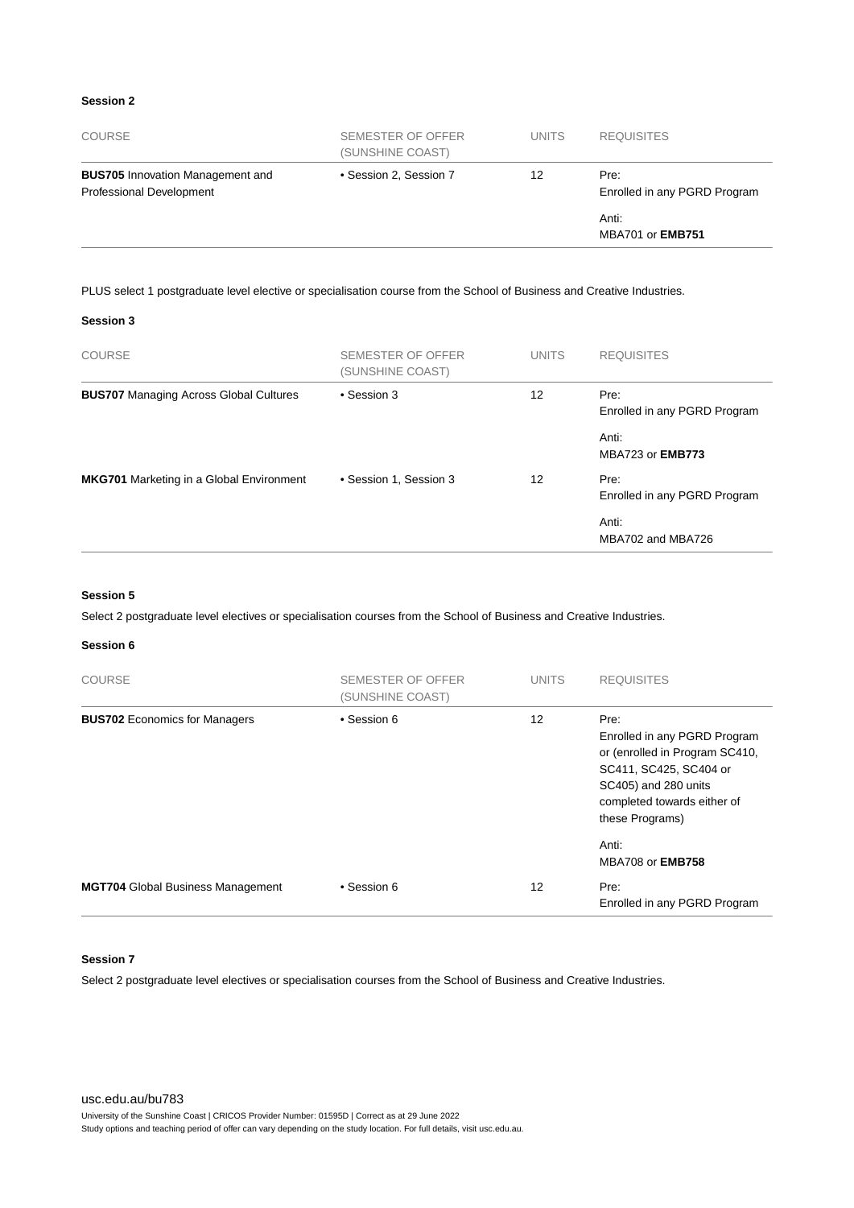### Session 2

| COURSE | SEMESTER OF OFFER (SUNSHINE COAST) | UNITS | REQUISITES |
|---|---|---|---|
| **BUS705** Innovation Management and Professional Development | • Session 2, Session 7 | 12 | Pre: Enrolled in any PGRD Program<br><br>Anti: MBA701 or **EMB751** |

PLUS select 1 postgraduate level elective or specialisation course from the School of Business and Creative Industries.

### Session 3

| COURSE | SEMESTER OF OFFER (SUNSHINE COAST) | UNITS | REQUISITES |
|---|---|---|---|
| **BUS707** Managing Across Global Cultures | • Session 3 | 12 | Pre: Enrolled in any PGRD Program<br><br>Anti: MBA723 or **EMB773** |
| **MKG701** Marketing in a Global Environment | • Session 1, Session 3 | 12 | Pre: Enrolled in any PGRD Program<br><br>Anti: MBA702 and MBA726 |

### Session 5

Select 2 postgraduate level electives or specialisation courses from the School of Business and Creative Industries.

### Session 6

| COURSE | SEMESTER OF OFFER (SUNSHINE COAST) | UNITS | REQUISITES |
|---|---|---|---|
| **BUS702** Economics for Managers | • Session 6 | 12 | Pre: Enrolled in any PGRD Program or (enrolled in Program SC410, SC411, SC425, SC404 or SC405) and 280 units completed towards either of these Programs)<br><br>Anti: MBA708 or **EMB758** |
| **MGT704** Global Business Management | • Session 6 | 12 | Pre: Enrolled in any PGRD Program |

### Session 7

Select 2 postgraduate level electives or specialisation courses from the School of Business and Creative Industries.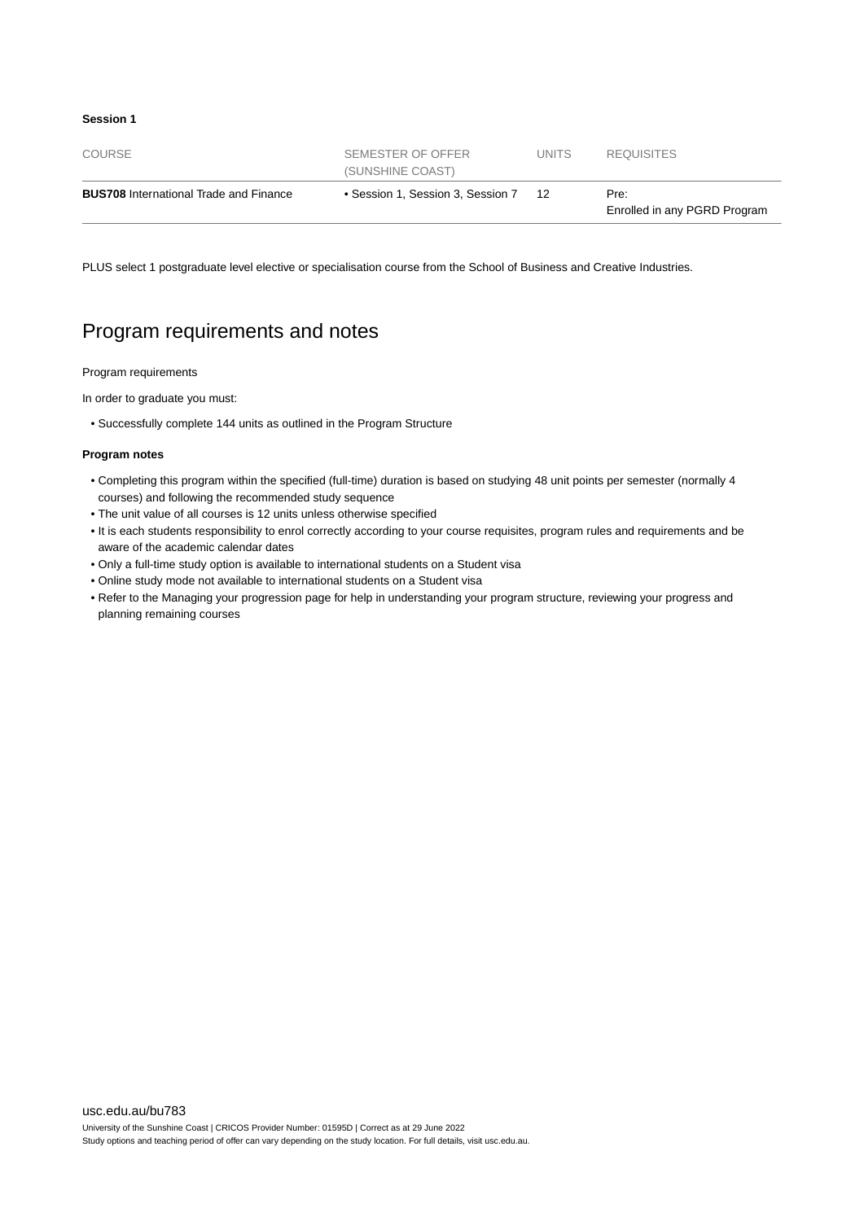**Session 1**

| COURSE | SEMESTER OF OFFER (SUNSHINE COAST) | UNITS | REQUISITES |
|---|---|---|---|
| **BUS708** International Trade and Finance | • Session 1, Session 3, Session 7 | 12 | Pre: Enrolled in any PGRD Program |

PLUS select 1 postgraduate level elective or specialisation course from the School of Business and Creative Industries.

## Program requirements and notes

Program requirements

In order to graduate you must:

- Successfully complete 144 units as outlined in the Program Structure

**Program notes**

- Completing this program within the specified (full-time) duration is based on studying 48 unit points per semester (normally 4 courses) and following the recommended study sequence
- The unit value of all courses is 12 units unless otherwise specified
- It is each students responsibility to enrol correctly according to your course requisites, program rules and requirements and be aware of the academic calendar dates
- Only a full-time study option is available to international students on a Student visa
- Online study mode not available to international students on a Student visa
- Refer to the Managing your progression page for help in understanding your program structure, reviewing your progress and planning remaining courses

usc.edu.au/bu783

University of the Sunshine Coast | CRICOS Provider Number: 01595D | Correct as at 29 June 2022

Study options and teaching period of offer can vary depending on the study location. For full details, visit usc.edu.au.